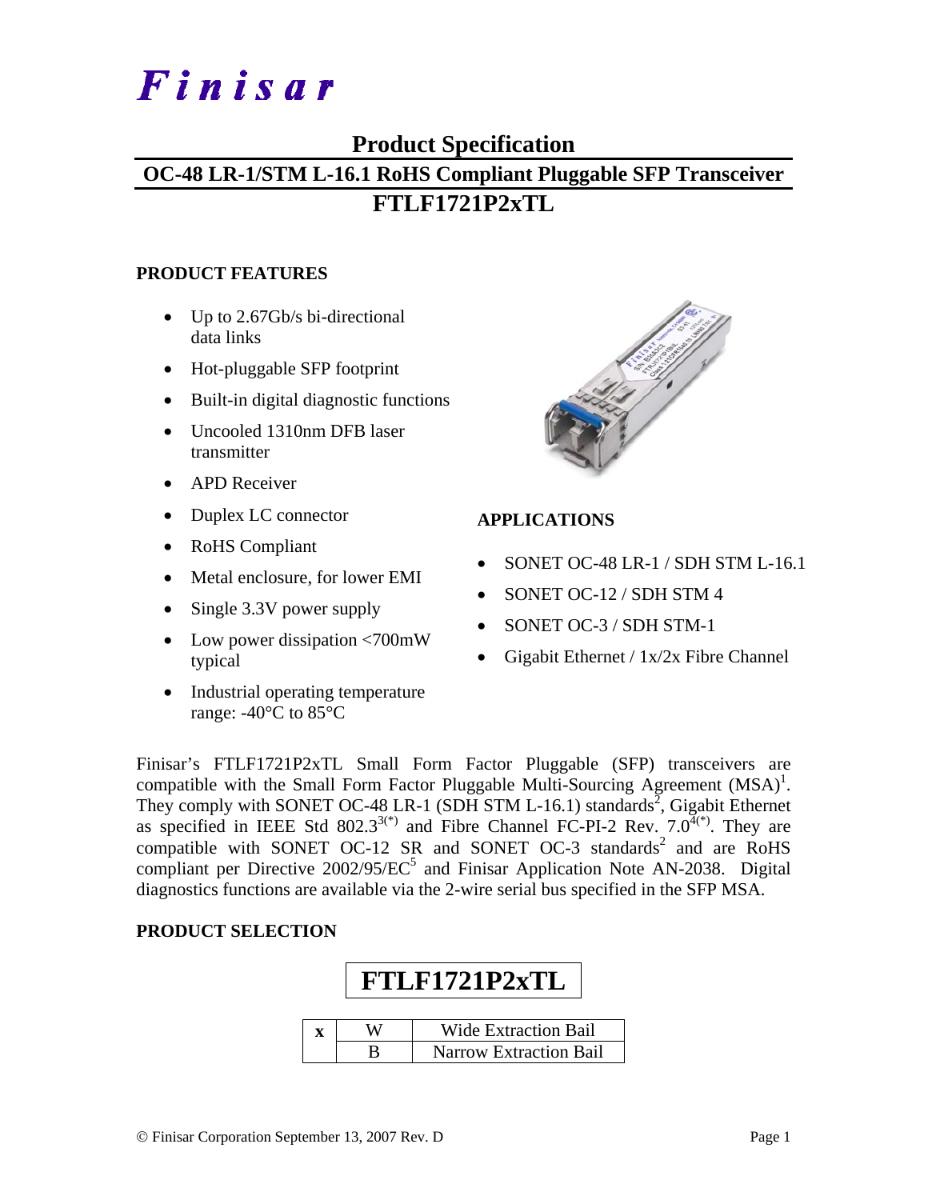# Finisar

## Product Specification

## OC-48 LR-1/STM L-16.1 RoHS Compliant Pluggable SFP Transceiver

## FTLF1721P2xTL

### PRODUCT FEATURES

- Up to 2.67Gb/s bi-directional data links
- Hot-pluggable SFP footprint
- Built-in digital diagnostic functions
- Uncooled 1310nm DFB laser transmitter
- APD Receiver
- Duplex LC connector
- RoHS Compliant
- Metal enclosure, for lower EMI
- Single 3.3V power supply
- Low power dissipation <700mW typical
- Industrial operating temperature range: -40°C to 85°C

### APPLICATIONS

- SONET OC-48 LR-1 / SDH STM L-16.1
- SONET OC-12 / SDH STM 4
- SONET OC-3 / SDH STM-1
- Gigabit Ethernet / 1x/2x Fibre Channel

Finisar's FTLF1721P2xTL Small Form Factor Pluggable (SFP) transceivers are compatible with the Small Form Factor Pluggable Multi-Sourcing Agreement (MSA)[1]. They comply with SONET OC-48 LR-1 (SDH STM L-16.1) standards[2], Gigabit Ethernet as specified in IEEE Std 802.3[3(*)] and Fibre Channel FC-PI-2 Rev. 7.0[4(*)]. They are compatible with SONET OC-12 SR and SONET OC-3 standards[2] and are RoHS compliant per Directive 2002/95/EC[5] and Finisar Application Note AN-2038. Digital diagnostics functions are available via the 2-wire serial bus specified in the SFP MSA.

### PRODUCT SELECTION

**FTLF1721P2xTL**

| x | W | Wide Extraction Bail |
|---|---|---|
| | B | Narrow Extraction Bail |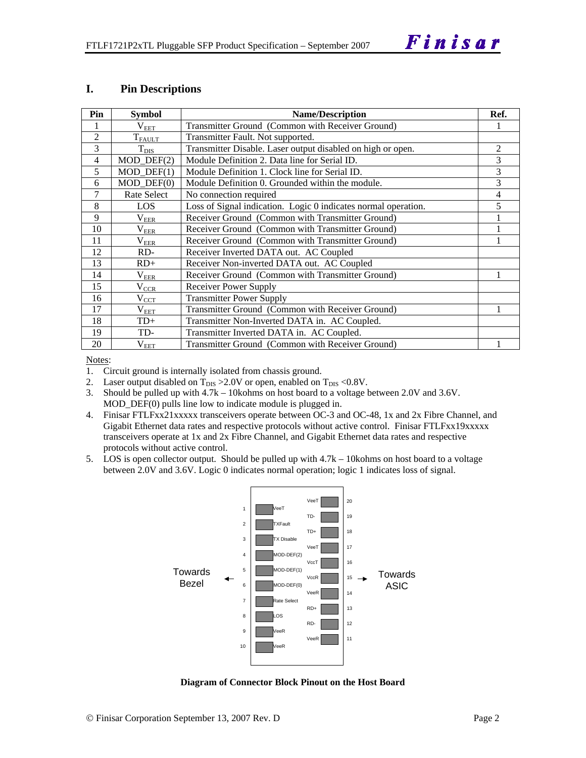## I. Pin Descriptions

| Pin | Symbol | Name/Description | Ref. |
|---|---|---|---|
| 1 | $V_{EET}$ | Transmitter Ground (Common with Receiver Ground) | 1 |
| 2 | $T_{FAULT}$ | Transmitter Fault. Not supported. | |
| 3 | $T_{DIS}$ | Transmitter Disable. Laser output disabled on high or open. | 2 |
| 4 | MOD_DEF(2) | Module Definition 2. Data line for Serial ID. | 3 |
| 5 | MOD_DEF(1) | Module Definition 1. Clock line for Serial ID. | 3 |
| 6 | MOD_DEF(0) | Module Definition 0. Grounded within the module. | 3 |
| 7 | Rate Select | No connection required | 4 |
| 8 | LOS | Loss of Signal indication. Logic 0 indicates normal operation. | 5 |
| 9 | $V_{EER}$ | Receiver Ground (Common with Transmitter Ground) | 1 |
| 10 | $V_{EER}$ | Receiver Ground (Common with Transmitter Ground) | 1 |
| 11 | $V_{EER}$ | Receiver Ground (Common with Transmitter Ground) | 1 |
| 12 | RD- | Receiver Inverted DATA out. AC Coupled | |
| 13 | RD+ | Receiver Non-inverted DATA out. AC Coupled | |
| 14 | $V_{EER}$ | Receiver Ground (Common with Transmitter Ground) | 1 |
| 15 | $V_{CCR}$ | Receiver Power Supply | |
| 16 | $V_{CCT}$ | Transmitter Power Supply | |
| 17 | $V_{EET}$ | Transmitter Ground (Common with Receiver Ground) | 1 |
| 18 | TD+ | Transmitter Non-Inverted DATA in. AC Coupled. | |
| 19 | TD- | Transmitter Inverted DATA in. AC Coupled. | |
| 20 | $V_{EET}$ | Transmitter Ground (Common with Receiver Ground) | 1 |

Notes:

1. Circuit ground is internally isolated from chassis ground.
2. Laser output disabled on $T_{DIS}$ >2.0V or open, enabled on $T_{DIS}$ <0.8V.
3. Should be pulled up with 4.7k – 10kohms on host board to a voltage between 2.0V and 3.6V. MOD_DEF(0) pulls line low to indicate module is plugged in.
4. Finisar FTLFxx21xxxxx transceivers operate between OC-3 and OC-48, 1x and 2x Fibre Channel, and Gigabit Ethernet data rates and respective protocols without active control. Finisar FTLFxx19xxxxx transceivers operate at 1x and 2x Fibre Channel, and Gigabit Ethernet data rates and respective protocols without active control.
5. LOS is open collector output. Should be pulled up with 4.7k – 10kohms on host board to a voltage between 2.0V and 3.6V. Logic 0 indicates normal operation; logic 1 indicates loss of signal.

| Pin | Signal (Towards Bezel side) | | Signal (Towards ASIC side) | Pin |
|---|---|---|---|---|
| 1 | VeeT | | VeeT | 20 |
| 2 | TXFault | | TD- | 19 |
| 3 | TX Disable | | TD+ | 18 |
| 4 | MOD-DEF(2) | | VeeT | 17 |
| 5 | MOD-DEF(1) | | VccT | 16 |
| 6 | MOD-DEF(0) | | VccR | 15 |
| 7 | Rate Select | | VeeR | 14 |
| 8 | LOS | | RD+ | 13 |
| 9 | VeeR | | RD- | 12 |
| 10 | VeeR | | VeeR | 11 |

**Diagram of Connector Block Pinout on the Host Board**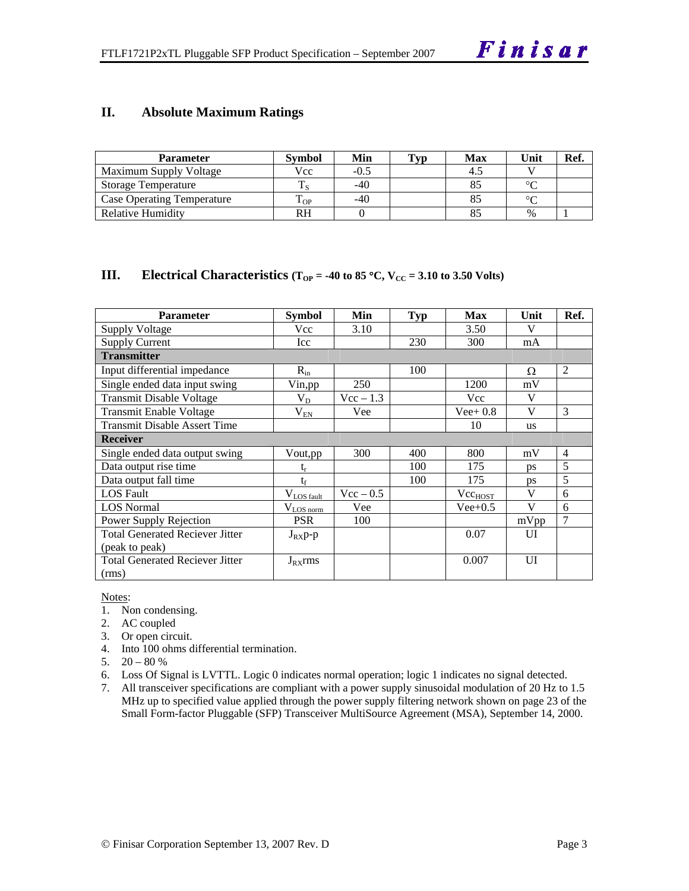## II. Absolute Maximum Ratings

| Parameter | Symbol | Min | Typ | Max | Unit | Ref. |
|---|---|---|---|---|---|---|
| Maximum Supply Voltage | Vcc | -0.5 | | 4.5 | V | |
| Storage Temperature | $T_S$ | -40 | | 85 | °C | |
| Case Operating Temperature | $T_{OP}$ | -40 | | 85 | °C | |
| Relative Humidity | RH | 0 | | 85 | % | 1 |

## III. Electrical Characteristics ($T_{OP}$ = -40 to 85 °C, $V_{CC}$ = 3.10 to 3.50 Volts)

| Parameter | Symbol | Min | Typ | Max | Unit | Ref. |
|---|---|---|---|---|---|---|
| Supply Voltage | Vcc | 3.10 | | 3.50 | V | |
| Supply Current | Icc | | 230 | 300 | mA | |
| **Transmitter** | | | | | | |
| Input differential impedance | $R_{in}$ | | 100 | | Ω | 2 |
| Single ended data input swing | Vin,pp | 250 | | 1200 | mV | |
| Transmit Disable Voltage | $V_D$ | Vcc – 1.3 | | Vcc | V | |
| Transmit Enable Voltage | $V_{EN}$ | Vee | | Vee+ 0.8 | V | 3 |
| Transmit Disable Assert Time | | | | 10 | us | |
| **Receiver** | | | | | | |
| Single ended data output swing | Vout,pp | 300 | 400 | 800 | mV | 4 |
| Data output rise time | $t_r$ | | 100 | 175 | ps | 5 |
| Data output fall time | $t_f$ | | 100 | 175 | ps | 5 |
| LOS Fault | $V_{LOS\ fault}$ | Vcc – 0.5 | | $Vcc_{HOST}$ | V | 6 |
| LOS Normal | $V_{LOS\ norm}$ | Vee | | Vee+0.5 | V | 6 |
| Power Supply Rejection | PSR | 100 | | | mVpp | 7 |
| Total Generated Reciever Jitter (peak to peak) | $J_{RX}$p-p | | | 0.07 | UI | |
| Total Generated Reciever Jitter (rms) | $J_{RX}$rms | | | 0.007 | UI | |

Notes:

1. Non condensing.
2. AC coupled
3. Or open circuit.
4. Into 100 ohms differential termination.
5. 20 – 80 %
6. Loss Of Signal is LVTTL. Logic 0 indicates normal operation; logic 1 indicates no signal detected.
7. All transceiver specifications are compliant with a power supply sinusoidal modulation of 20 Hz to 1.5 MHz up to specified value applied through the power supply filtering network shown on page 23 of the Small Form-factor Pluggable (SFP) Transceiver MultiSource Agreement (MSA), September 14, 2000.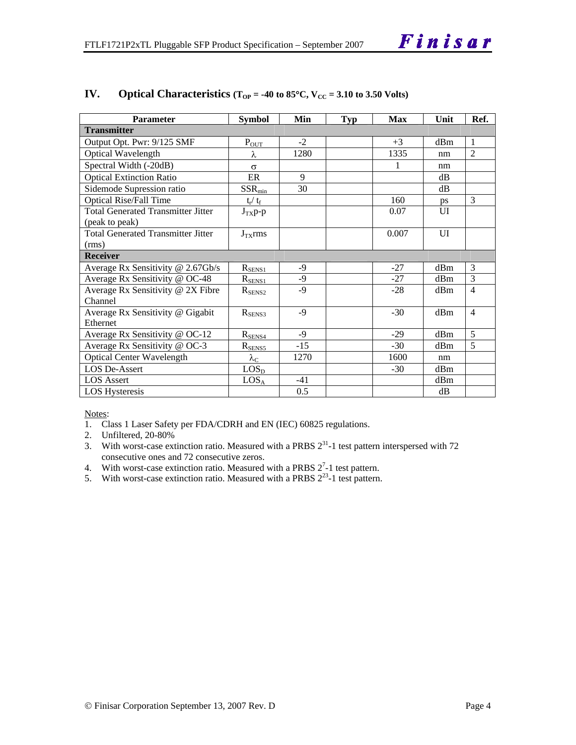## IV. Optical Characteristics ($T_{OP}$ = -40 to 85°C, $V_{CC}$ = 3.10 to 3.50 Volts)

| Parameter | Symbol | Min | Typ | Max | Unit | Ref. |
|---|---|---|---|---|---|---|
| **Transmitter** | | | | | | |
| Output Opt. Pwr: 9/125 SMF | $P_{OUT}$ | -2 | | +3 | dBm | 1 |
| Optical Wavelength | $\lambda$ | 1280 | | 1335 | nm | 2 |
| Spectral Width (-20dB) | $\sigma$ | | | 1 | nm | |
| Optical Extinction Ratio | ER | 9 | | | dB | |
| Sidemode Supression ratio | $SSR_{min}$ | 30 | | | dB | |
| Optical Rise/Fall Time | $t_r$/ $t_f$ | | | 160 | ps | 3 |
| Total Generated Transmitter Jitter (peak to peak) | $J_{TX}$p-p | | | 0.07 | UI | |
| Total Generated Transmitter Jitter (rms) | $J_{TX}$rms | | | 0.007 | UI | |
| **Receiver** | | | | | | |
| Average Rx Sensitivity @ 2.67Gb/s | $R_{SENS1}$ | -9 | | -27 | dBm | 3 |
| Average Rx Sensitivity @ OC-48 | $R_{SENS1}$ | -9 | | -27 | dBm | 3 |
| Average Rx Sensitivity @ 2X Fibre Channel | $R_{SENS2}$ | -9 | | -28 | dBm | 4 |
| Average Rx Sensitivity @ Gigabit Ethernet | $R_{SENS3}$ | -9 | | -30 | dBm | 4 |
| Average Rx Sensitivity @ OC-12 | $R_{SENS4}$ | -9 | | -29 | dBm | 5 |
| Average Rx Sensitivity @ OC-3 | $R_{SENS5}$ | -15 | | -30 | dBm | 5 |
| Optical Center Wavelength | $\lambda_C$ | 1270 | | 1600 | nm | |
| LOS De-Assert | $LOS_D$ | | | -30 | dBm | |
| LOS Assert | $LOS_A$ | -41 | | | dBm | |
| LOS Hysteresis | | 0.5 | | | dB | |

Notes:
1. Class 1 Laser Safety per FDA/CDRH and EN (IEC) 60825 regulations.
2. Unfiltered, 20-80%
3. With worst-case extinction ratio. Measured with a PRBS $2^{31}$-1 test pattern interspersed with 72 consecutive ones and 72 consecutive zeros.
4. With worst-case extinction ratio. Measured with a PRBS $2^{7}$-1 test pattern.
5. With worst-case extinction ratio. Measured with a PRBS $2^{23}$-1 test pattern.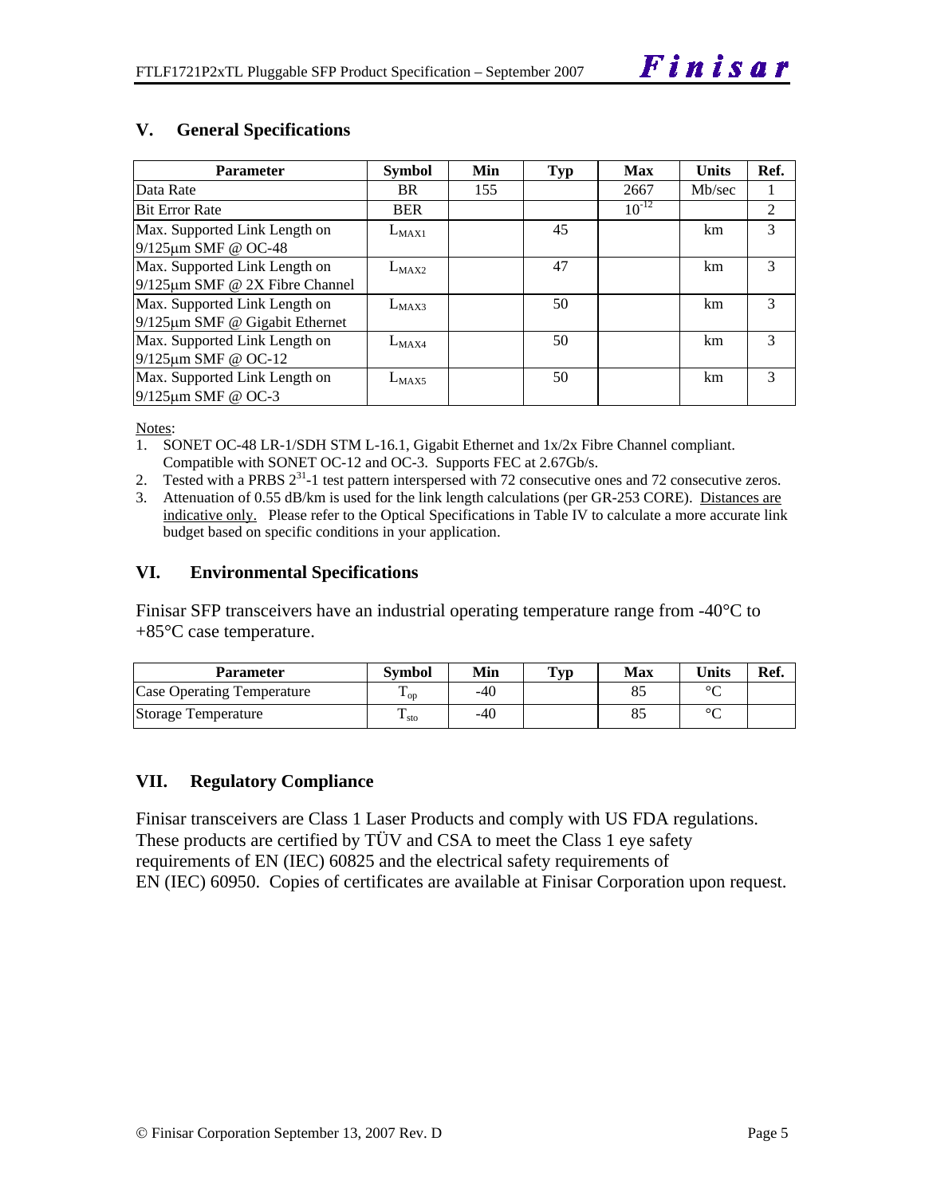## V. General Specifications

| Parameter | Symbol | Min | Typ | Max | Units | Ref. |
|---|---|---|---|---|---|---|
| Data Rate | BR | 155 | | 2667 | Mb/sec | 1 |
| Bit Error Rate | BER | | | $10^{-12}$ | | 2 |
| Max. Supported Link Length on 9/125µm SMF @ OC-48 | $L_{MAX1}$ | | 45 | | km | 3 |
| Max. Supported Link Length on 9/125µm SMF @ 2X Fibre Channel | $L_{MAX2}$ | | 47 | | km | 3 |
| Max. Supported Link Length on 9/125µm SMF @ Gigabit Ethernet | $L_{MAX3}$ | | 50 | | km | 3 |
| Max. Supported Link Length on 9/125µm SMF @ OC-12 | $L_{MAX4}$ | | 50 | | km | 3 |
| Max. Supported Link Length on 9/125µm SMF @ OC-3 | $L_{MAX5}$ | | 50 | | km | 3 |

Notes:

1. SONET OC-48 LR-1/SDH STM L-16.1, Gigabit Ethernet and 1x/2x Fibre Channel compliant. Compatible with SONET OC-12 and OC-3. Supports FEC at 2.67Gb/s.
2. Tested with a PRBS $2^{31}$-1 test pattern interspersed with 72 consecutive ones and 72 consecutive zeros.
3. Attenuation of 0.55 dB/km is used for the link length calculations (per GR-253 CORE). Distances are indicative only. Please refer to the Optical Specifications in Table IV to calculate a more accurate link budget based on specific conditions in your application.

## VI. Environmental Specifications

Finisar SFP transceivers have an industrial operating temperature range from -40°C to +85°C case temperature.

| Parameter | Symbol | Min | Typ | Max | Units | Ref. |
|---|---|---|---|---|---|---|
| Case Operating Temperature | $T_{op}$ | -40 | | 85 | °C | |
| Storage Temperature | $T_{sto}$ | -40 | | 85 | °C | |

## VII. Regulatory Compliance

Finisar transceivers are Class 1 Laser Products and comply with US FDA regulations. These products are certified by TÜV and CSA to meet the Class 1 eye safety requirements of EN (IEC) 60825 and the electrical safety requirements of EN (IEC) 60950. Copies of certificates are available at Finisar Corporation upon request.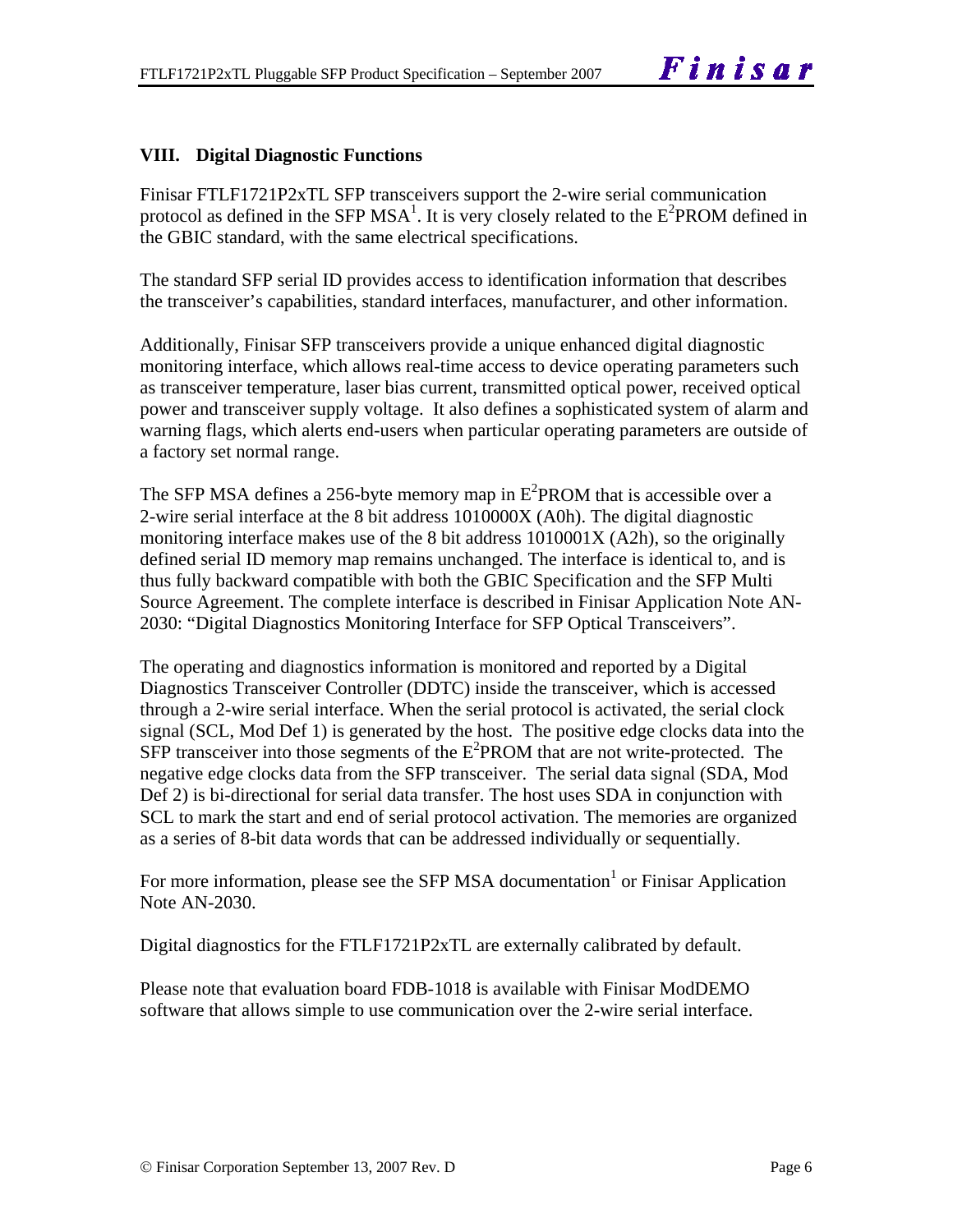## VIII. Digital Diagnostic Functions

Finisar FTLF1721P2xTL SFP transceivers support the 2-wire serial communication protocol as defined in the SFP MSA[1]. It is very closely related to the $E^2$PROM defined in the GBIC standard, with the same electrical specifications.

The standard SFP serial ID provides access to identification information that describes the transceiver's capabilities, standard interfaces, manufacturer, and other information.

Additionally, Finisar SFP transceivers provide a unique enhanced digital diagnostic monitoring interface, which allows real-time access to device operating parameters such as transceiver temperature, laser bias current, transmitted optical power, received optical power and transceiver supply voltage. It also defines a sophisticated system of alarm and warning flags, which alerts end-users when particular operating parameters are outside of a factory set normal range.

The SFP MSA defines a 256-byte memory map in $E^2$PROM that is accessible over a 2-wire serial interface at the 8 bit address 1010000X (A0h). The digital diagnostic monitoring interface makes use of the 8 bit address 1010001X (A2h), so the originally defined serial ID memory map remains unchanged. The interface is identical to, and is thus fully backward compatible with both the GBIC Specification and the SFP Multi Source Agreement. The complete interface is described in Finisar Application Note AN-2030: "Digital Diagnostics Monitoring Interface for SFP Optical Transceivers".

The operating and diagnostics information is monitored and reported by a Digital Diagnostics Transceiver Controller (DDTC) inside the transceiver, which is accessed through a 2-wire serial interface. When the serial protocol is activated, the serial clock signal (SCL, Mod Def 1) is generated by the host. The positive edge clocks data into the SFP transceiver into those segments of the $E^2$PROM that are not write-protected. The negative edge clocks data from the SFP transceiver. The serial data signal (SDA, Mod Def 2) is bi-directional for serial data transfer. The host uses SDA in conjunction with SCL to mark the start and end of serial protocol activation. The memories are organized as a series of 8-bit data words that can be addressed individually or sequentially.

For more information, please see the SFP MSA documentation[1] or Finisar Application Note AN-2030.

Digital diagnostics for the FTLF1721P2xTL are externally calibrated by default.

Please note that evaluation board FDB-1018 is available with Finisar ModDEMO software that allows simple to use communication over the 2-wire serial interface.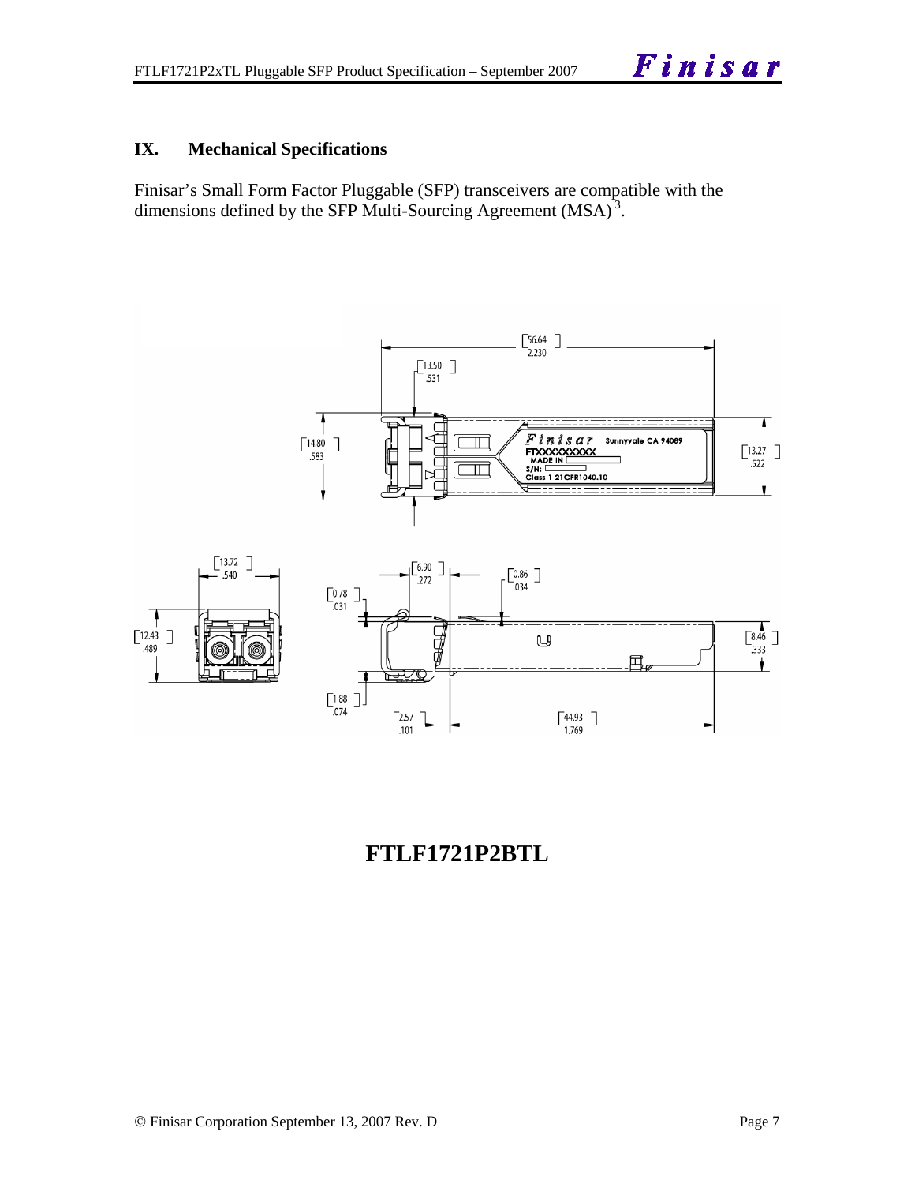## IX. Mechanical Specifications

Finisar's Small Form Factor Pluggable (SFP) transceivers are compatible with the dimensions defined by the SFP Multi-Sourcing Agreement (MSA)[3].

**FTLF1721P2BTL**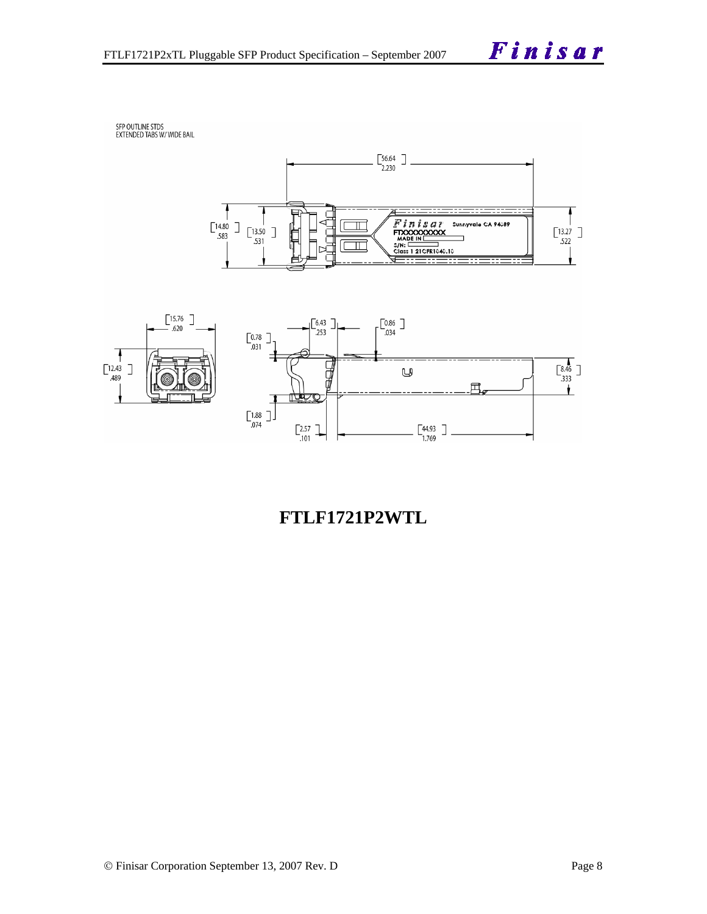SFP OUTLINE STDS
EXTENDED TABS W/ WIDE BAIL

## FTLF1721P2WTL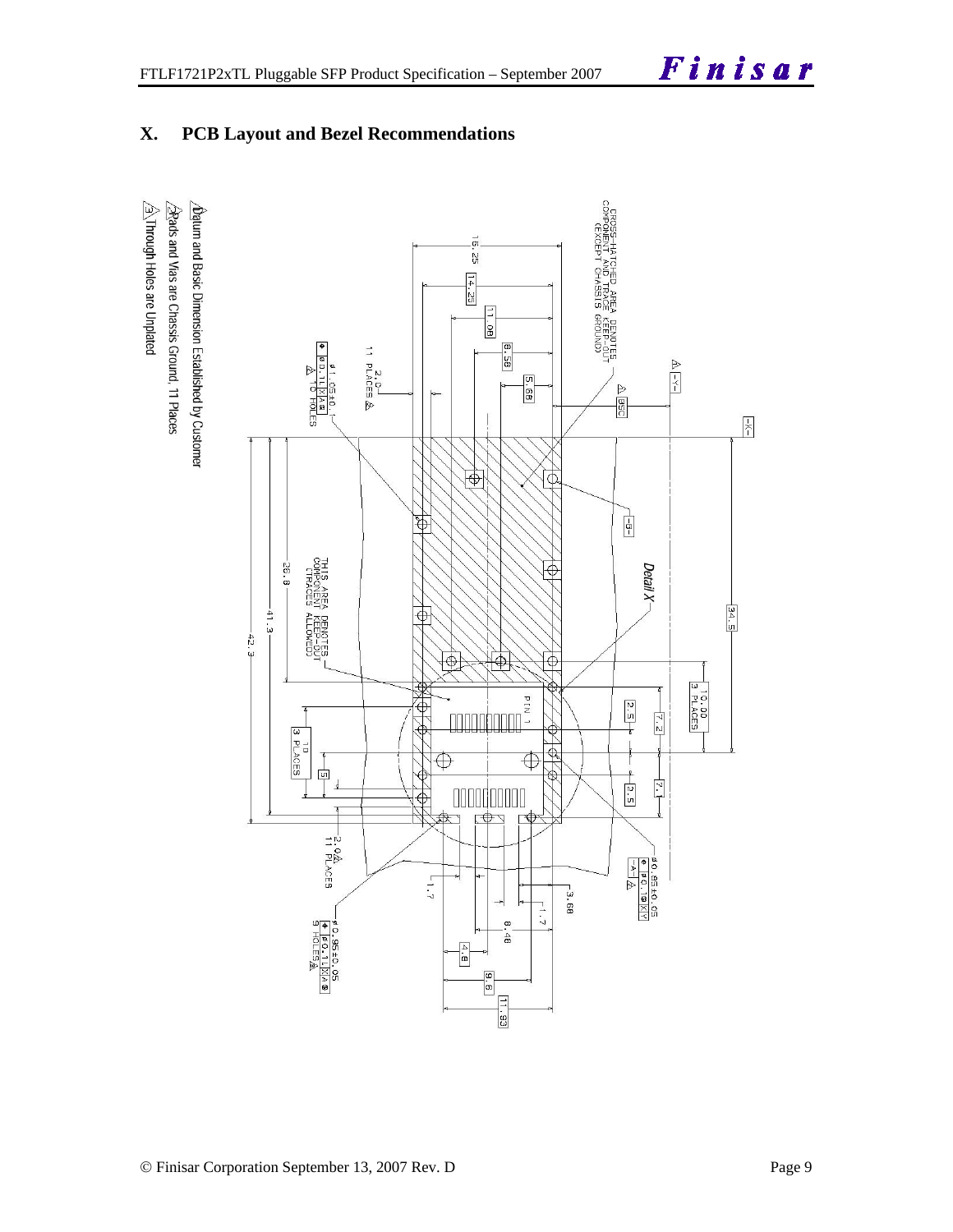## X. PCB Layout and Bezel Recommendations

1. Datum and Basic Dimension Established by Customer
2. Pads and Vias are Chassis Ground, 11 Places
3. Through Holes are Unplated

CROSS-HATCHED AREA DENOTES COMPONENT AND TRACE KEEP-OUT (EXCEPT CHASSIS GROUND)

THIS AREA DENOTES COMPONENT KEEP-OUT (TRACES ALLOWED)

Detail X

PIN 1

16.25 | 14.25 | 11.08 | 8.58 | 5.68 | 34.5 | 10.00 3 PLACES | 7.2 | 2.5 | 7.1 | 2.5 | 26.8 | 41.3 | 42.3 | 10 3 PLACES | 5 | 2.0 11 PLACES | 1.7 | 3.68 | 1.7 | 8.48 | 4.8 | 9.6 | 11.93

ø1.05±0.01, ø0.1 X A S, 10 HOLES

ø0.85±0.05, ø0.1 X Y

ø0.95±0.05, ø0.1 X A S, 9 HOLES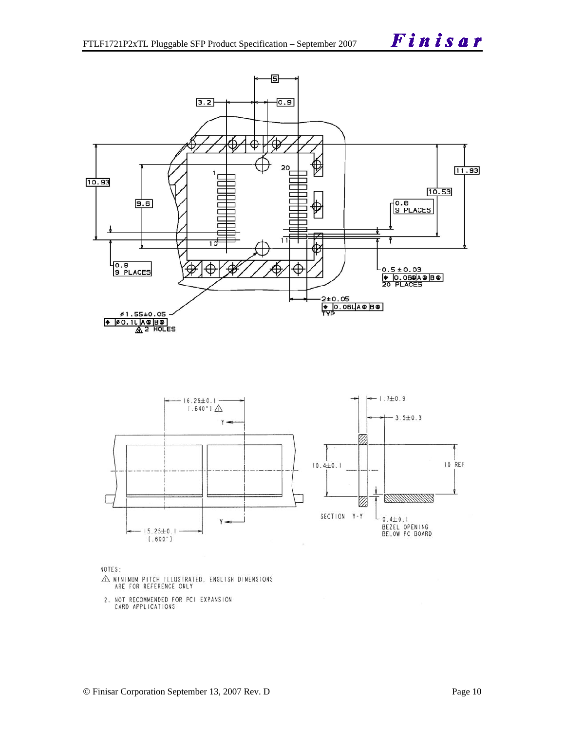3.2

0.9

5

10.93

9.6

1

20

10

11

11.93

10.53

0.8
9 PLACES

0.8
9 PLACES

0.5 ± 0.03
⌖ 0.06Ⓜ A Ⓢ B Ⓢ
20 PLACES

2±0.05
⌖ 0.06L A Ⓢ B Ⓢ
TYP

Ø1.55±0.05
⌖ Ø0.1L A Ⓢ B Ⓢ
⚠ 2 HOLES

16.25±0.1
[.640"] ⚠

Y

Y

15.25±0.1
[.600"]

1.7±0.9

3.5±0.3

10.4±0.1

10 REF

SECTION Y-Y

0.4±0.1
BEZEL OPENING
BELOW PC BOARD

NOTES:

1. ⚠ MINIMUM PITCH ILLUSTRATED, ENGLISH DIMENSIONS ARE FOR REFERENCE ONLY
2. NOT RECOMMENDED FOR PCI EXPANSION CARD APPLICATIONS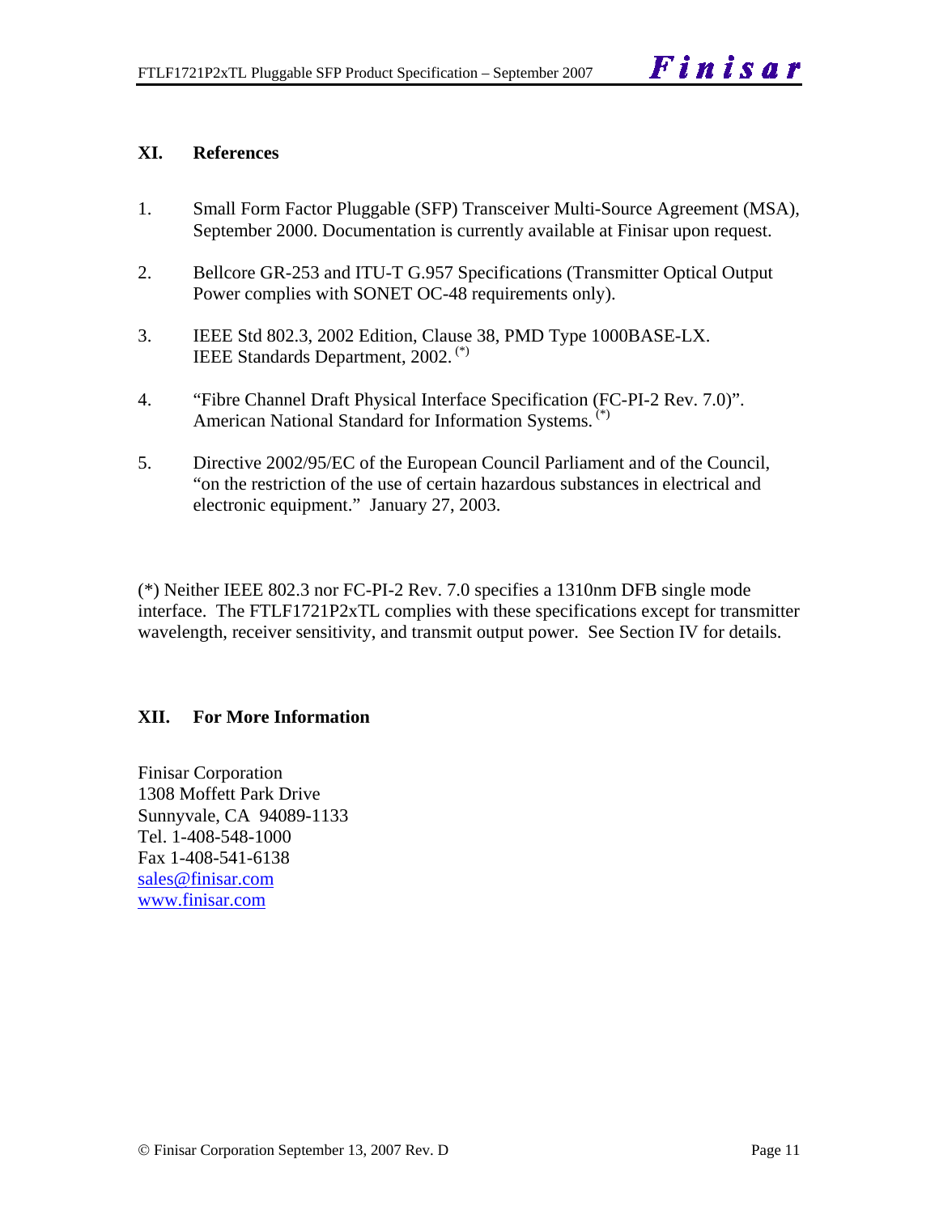## XI. References

1. Small Form Factor Pluggable (SFP) Transceiver Multi-Source Agreement (MSA), September 2000. Documentation is currently available at Finisar upon request.

2. Bellcore GR-253 and ITU-T G.957 Specifications (Transmitter Optical Output Power complies with SONET OC-48 requirements only).

3. IEEE Std 802.3, 2002 Edition, Clause 38, PMD Type 1000BASE-LX. IEEE Standards Department, 2002. (*)

4. “Fibre Channel Draft Physical Interface Specification (FC-PI-2 Rev. 7.0)”. American National Standard for Information Systems. (*)

5. Directive 2002/95/EC of the European Council Parliament and of the Council, “on the restriction of the use of certain hazardous substances in electrical and electronic equipment.” January 27, 2003.

(*) Neither IEEE 802.3 nor FC-PI-2 Rev. 7.0 specifies a 1310nm DFB single mode interface. The FTLF1721P2xTL complies with these specifications except for transmitter wavelength, receiver sensitivity, and transmit output power. See Section IV for details.

## XII. For More Information

Finisar Corporation
1308 Moffett Park Drive
Sunnyvale, CA 94089-1133
Tel. 1-408-548-1000
Fax 1-408-541-6138
sales@finisar.com
www.finisar.com

© Finisar Corporation September 13, 2007 Rev. D